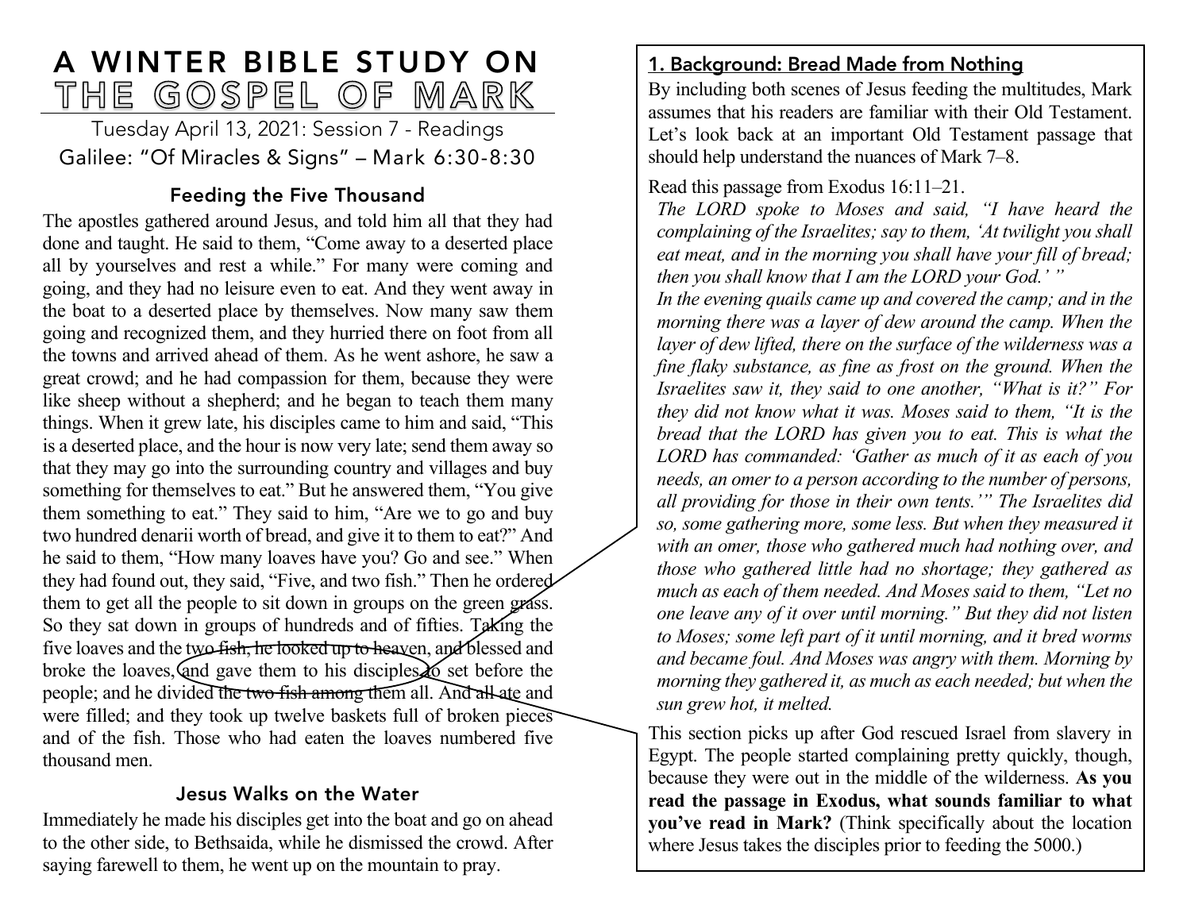# A WINTER BIBLE STUDY ON THE GOSPEL OF MARK

Tuesday April 13, 2021: Session 7 - Readings

Galilee: "Of Miracles & Signs" – Mark 6:30-8:30

### Feeding the Five Thousand

The apostles gathered around Jesus, and told him all that they had done and taught. He said to them, "Come away to a deserted place all by yourselves and rest a while." For many were coming and going, and they had no leisure even to eat. And they went away in the boat to a deserted place by themselves. Now many saw them going and recognized them, and they hurried there on foot from all the towns and arrived ahead of them. As he went ashore, he saw a great crowd; and he had compassion for them, because they were like sheep without a shepherd; and he began to teach them many things. When it grew late, his disciples came to him and said, "This is a deserted place, and the hour is now very late; send them away so that they may go into the surrounding country and villages and buy something for themselves to eat." But he answered them, "You give them something to eat." They said to him, "Are we to go and buy two hundred denarii worth of bread, and give it to them to eat?" And he said to them, "How many loaves have you? Go and see." When they had found out, they said, "Five, and two fish." Then he ordered them to get all the people to sit down in groups on the green grass. So they sat down in groups of hundreds and of fifties. Taking the five loaves and the two fish, he looked up to heaven, and blessed and broke the loaves, and gave them to his disciples to set before the people; and he divided the two fish among them all. And all ate and were filled; and they took up twelve baskets full of broken pieces and of the fish. Those who had eaten the loaves numbered five thousand men.

### Jesus Walks on the Water

Immediately he made his disciples get into the boat and go on ahead to the other side, to Bethsaida, while he dismissed the crowd. After saying farewell to them, he went up on the mountain to pray.

### 1. Background: Bread Made from Nothing

By including both scenes of Jesus feeding the multitudes, Mark assumes that his readers are familiar with their Old Testament. Let's look back at an important Old Testament passage that should help understand the nuances of Mark 7–8.

Read this passage from Exodus 16:11–21.

*The LORD spoke to Moses and said, "I have heard the complaining of the Israelites; say to them, 'At twilight you shall eat meat, and in the morning you shall have your fill of bread; then you shall know that I am the LORD your God.' "*

*In the evening quails came up and covered the camp; and in the morning there was a layer of dew around the camp. When the layer of dew lifted, there on the surface of the wilderness was a fine flaky substance, as fine as frost on the ground. When the Israelites saw it, they said to one another, "What is it?" For they did not know what it was. Moses said to them, "It is the bread that the LORD has given you to eat. This is what the LORD has commanded: 'Gather as much of it as each of you needs, an omer to a person according to the number of persons, all providing for those in their own tents.'" The Israelites did so, some gathering more, some less. But when they measured it with an omer, those who gathered much had nothing over, and those who gathered little had no shortage; they gathered as much as each of them needed. And Moses said to them, "Let no one leave any of it over until morning." But they did not listen to Moses; some left part of it until morning, and it bred worms and became foul. And Moses was angry with them. Morning by morning they gathered it, as much as each needed; but when the sun grew hot, it melted.*

This section picks up after God rescued Israel from slavery in Egypt. The people started complaining pretty quickly, though, because they were out in the middle of the wilderness. **As you read the passage in Exodus, what sounds familiar to what you've read in Mark?** (Think specifically about the location where Jesus takes the disciples prior to feeding the 5000.)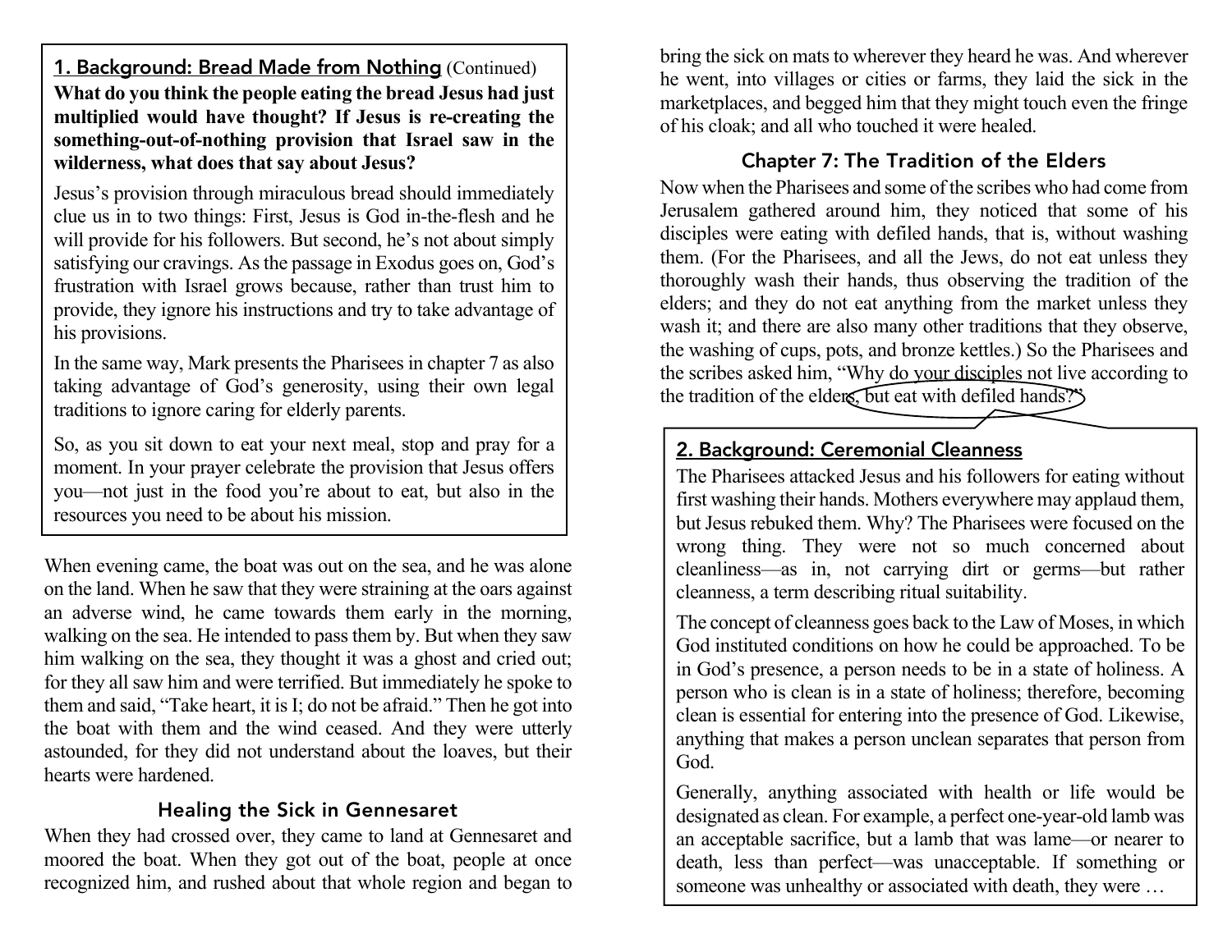## 1. Background: Bread Made from Nothing (Continued)

**What do you think the people eating the bread Jesus had just multiplied would have thought? If Jesus is re-creating the something-out-of-nothing provision that Israel saw in the wilderness, what does that say about Jesus?**

Jesus's provision through miraculous bread should immediately clue us in to two things: First, Jesus is God in-the-flesh and he will provide for his followers. But second, he's not about simply satisfying our cravings. As the passage in Exodus goes on, God's frustration with Israel grows because, rather than trust him to provide, they ignore his instructions and try to take advantage of his provisions.

In the same way, Mark presents the Pharisees in chapter 7 as also taking advantage of God's generosity, using their own legal traditions to ignore caring for elderly parents.

So, as you sit down to eat your next meal, stop and pray for a moment. In your prayer celebrate the provision that Jesus offers you—not just in the food you're about to eat, but also in the resources you need to be about his mission.

When evening came, the boat was out on the sea, and he was alone on the land. When he saw that they were straining at the oars against an adverse wind, he came towards them early in the morning, walking on the sea. He intended to pass them by. But when they saw him walking on the sea, they thought it was a ghost and cried out; for they all saw him and were terrified. But immediately he spoke to them and said, "Take heart, it is I; do not be afraid." Then he got into the boat with them and the wind ceased. And they were utterly astounded, for they did not understand about the loaves, but their hearts were hardened.

### Healing the Sick in Gennesaret

When they had crossed over, they came to land at Gennesaret and moored the boat. When they got out of the boat, people at once recognized him, and rushed about that whole region and began to bring the sick on mats to wherever they heard he was. And wherever he went, into villages or cities or farms, they laid the sick in the marketplaces, and begged him that they might touch even the fringe of his cloak; and all who touched it were healed.

### Chapter 7: The Tradition of the Elders

Now when the Pharisees and some of the scribes who had come from Jerusalem gathered around him, they noticed that some of his disciples were eating with defiled hands, that is, without washing them. (For the Pharisees, and all the Jews, do not eat unless they thoroughly wash their hands, thus observing the tradition of the elders; and they do not eat anything from the market unless they wash it; and there are also many other traditions that they observe, the washing of cups, pots, and bronze kettles.) So the Pharisees and the scribes asked him, "Why do your disciples not live according to the tradition of the elders, but eat with defiled hands?"

## 2. Background: Ceremonial Cleanness

The Pharisees attacked Jesus and his followers for eating without first washing their hands. Mothers everywhere may applaud them, but Jesus rebuked them. Why? The Pharisees were focused on the wrong thing. They were not so much concerned about cleanliness—as in, not carrying dirt or germs—but rather cleanness, a term describing ritual suitability.

The concept of cleanness goes back to the Law of Moses, in which God instituted conditions on how he could be approached. To be in God's presence, a person needs to be in a state of holiness. A person who is clean is in a state of holiness; therefore, becoming clean is essential for entering into the presence of God. Likewise, anything that makes a person unclean separates that person from God.

Generally, anything associated with health or life would be designated as clean. For example, a perfect one-year-old lamb was an acceptable sacrifice, but a lamb that was lame—or nearer to death, less than perfect—was unacceptable. If something or someone was unhealthy or associated with death, they were …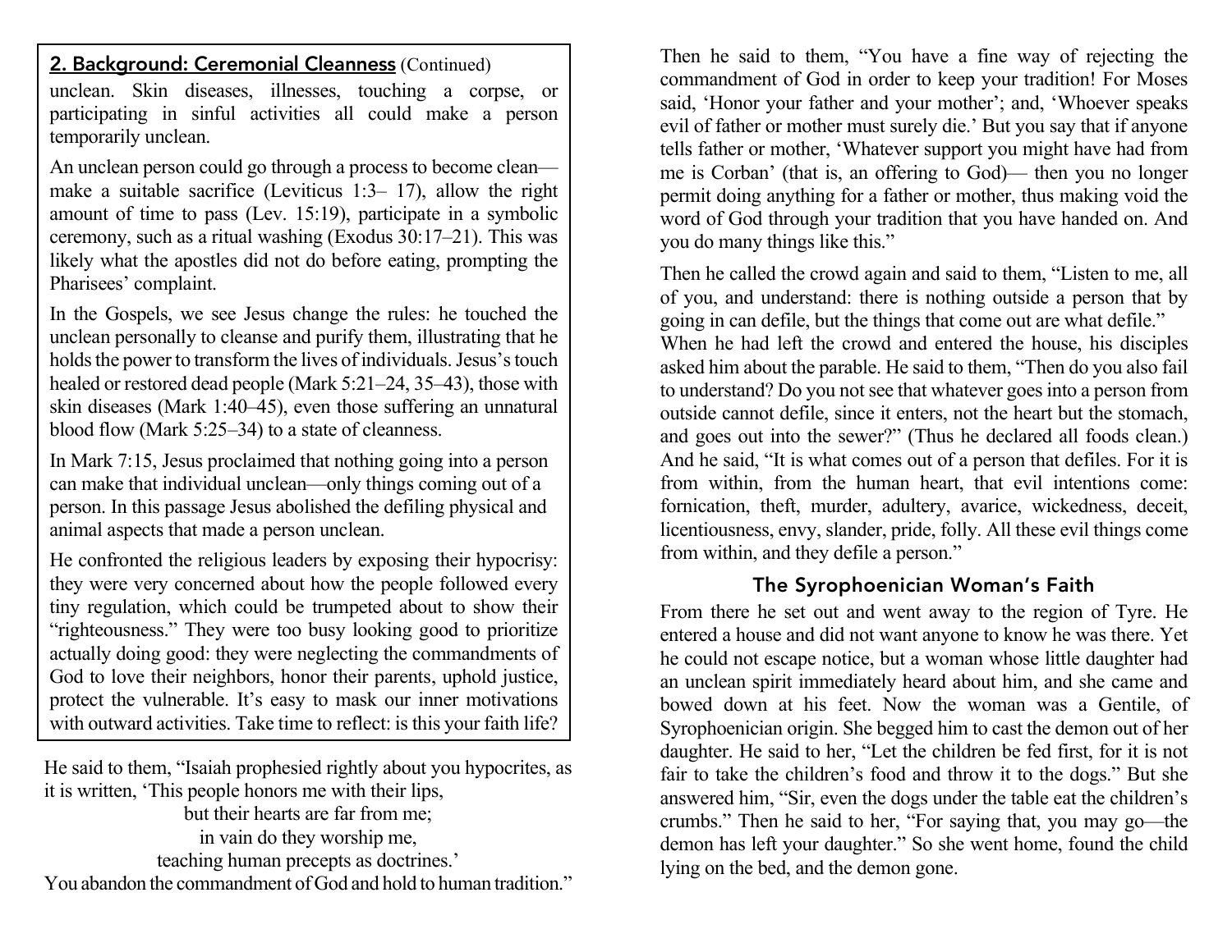## 2. Background: Ceremonial Cleanness (Continued)

unclean. Skin diseases, illnesses, touching a corpse, or participating in sinful activities all could make a person temporarily unclean.

An unclean person could go through a process to become clean—make a suitable sacrifice (Leviticus 1:3– 17), allow the right amount of time to pass (Lev. 15:19), participate in a symbolic ceremony, such as a ritual washing (Exodus 30:17–21). This was likely what the apostles did not do before eating, prompting the Pharisees' complaint.

In the Gospels, we see Jesus change the rules: he touched the unclean personally to cleanse and purify them, illustrating that he holds the power to transform the lives of individuals. Jesus's touch healed or restored dead people (Mark 5:21–24, 35–43), those with skin diseases (Mark 1:40–45), even those suffering an unnatural blood flow (Mark 5:25–34) to a state of cleanness.

In Mark 7:15, Jesus proclaimed that nothing going into a person can make that individual unclean—only things coming out of a person. In this passage Jesus abolished the defiling physical and animal aspects that made a person unclean.

He confronted the religious leaders by exposing their hypocrisy: they were very concerned about how the people followed every tiny regulation, which could be trumpeted about to show their "righteousness." They were too busy looking good to prioritize actually doing good: they were neglecting the commandments of God to love their neighbors, honor their parents, uphold justice, protect the vulnerable. It's easy to mask our inner motivations with outward activities. Take time to reflect: is this your faith life?

He said to them, "Isaiah prophesied rightly about you hypocrites, as it is written, 'This people honors me with their lips,
but their hearts are far from me;
in vain do they worship me,
teaching human precepts as doctrines.'
You abandon the commandment of God and hold to human tradition."

Then he said to them, "You have a fine way of rejecting the commandment of God in order to keep your tradition! For Moses said, 'Honor your father and your mother'; and, 'Whoever speaks evil of father or mother must surely die.' But you say that if anyone tells father or mother, 'Whatever support you might have had from me is Corban' (that is, an offering to God)— then you no longer permit doing anything for a father or mother, thus making void the word of God through your tradition that you have handed on. And you do many things like this."

Then he called the crowd again and said to them, "Listen to me, all of you, and understand: there is nothing outside a person that by going in can defile, but the things that come out are what defile."
When he had left the crowd and entered the house, his disciples asked him about the parable. He said to them, "Then do you also fail to understand? Do you not see that whatever goes into a person from outside cannot defile, since it enters, not the heart but the stomach, and goes out into the sewer?" (Thus he declared all foods clean.) And he said, "It is what comes out of a person that defiles. For it is from within, from the human heart, that evil intentions come: fornication, theft, murder, adultery, avarice, wickedness, deceit, licentiousness, envy, slander, pride, folly. All these evil things come from within, and they defile a person."

### The Syrophoenician Woman's Faith

From there he set out and went away to the region of Tyre. He entered a house and did not want anyone to know he was there. Yet he could not escape notice, but a woman whose little daughter had an unclean spirit immediately heard about him, and she came and bowed down at his feet. Now the woman was a Gentile, of Syrophoenician origin. She begged him to cast the demon out of her daughter. He said to her, "Let the children be fed first, for it is not fair to take the children's food and throw it to the dogs." But she answered him, "Sir, even the dogs under the table eat the children's crumbs." Then he said to her, "For saying that, you may go—the demon has left your daughter." So she went home, found the child lying on the bed, and the demon gone.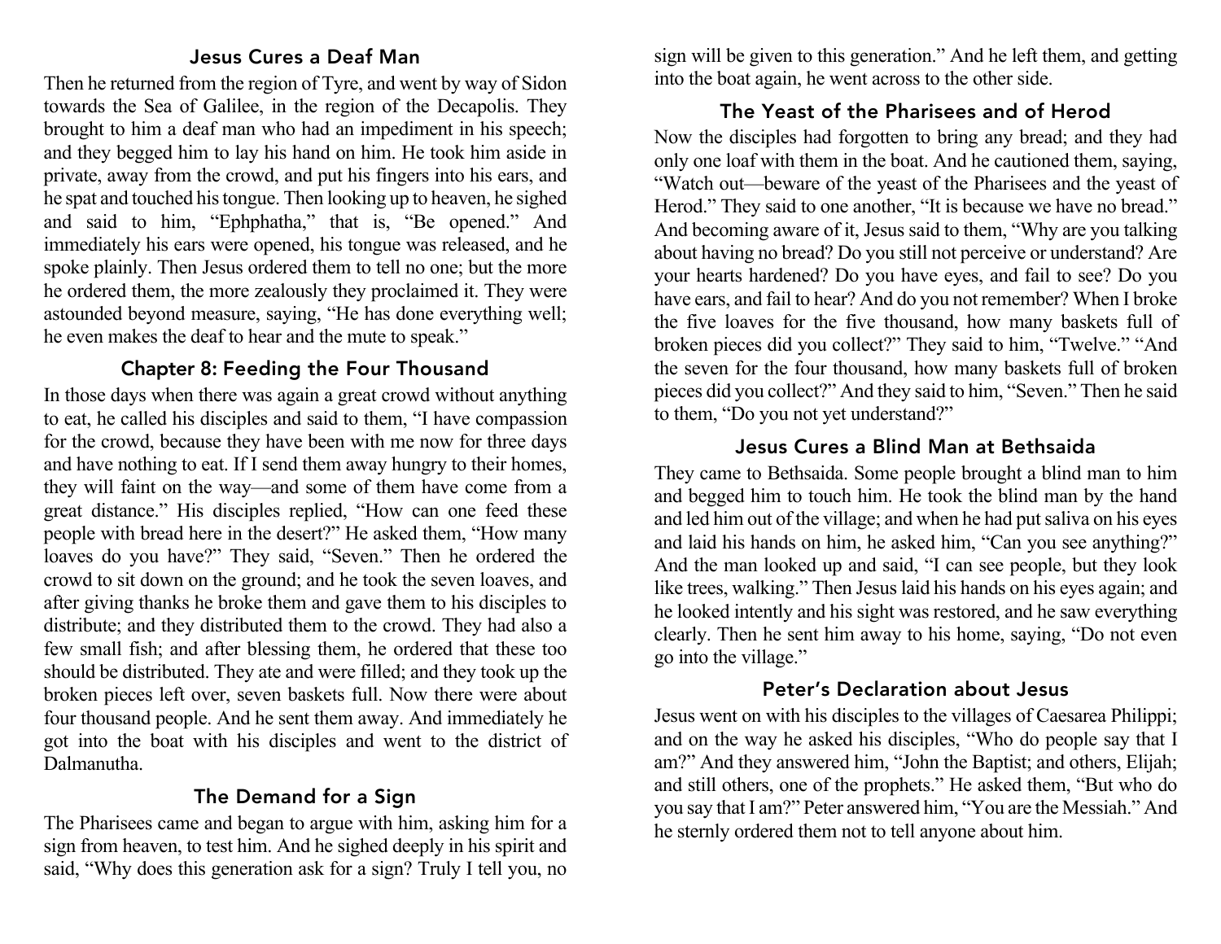## Jesus Cures a Deaf Man

Then he returned from the region of Tyre, and went by way of Sidon towards the Sea of Galilee, in the region of the Decapolis. They brought to him a deaf man who had an impediment in his speech; and they begged him to lay his hand on him. He took him aside in private, away from the crowd, and put his fingers into his ears, and he spat and touched his tongue. Then looking up to heaven, he sighed and said to him, "Ephphatha," that is, "Be opened." And immediately his ears were opened, his tongue was released, and he spoke plainly. Then Jesus ordered them to tell no one; but the more he ordered them, the more zealously they proclaimed it. They were astounded beyond measure, saying, "He has done everything well; he even makes the deaf to hear and the mute to speak."

## Chapter 8: Feeding the Four Thousand

In those days when there was again a great crowd without anything to eat, he called his disciples and said to them, "I have compassion for the crowd, because they have been with me now for three days and have nothing to eat. If I send them away hungry to their homes, they will faint on the way—and some of them have come from a great distance." His disciples replied, "How can one feed these people with bread here in the desert?" He asked them, "How many loaves do you have?" They said, "Seven." Then he ordered the crowd to sit down on the ground; and he took the seven loaves, and after giving thanks he broke them and gave them to his disciples to distribute; and they distributed them to the crowd. They had also a few small fish; and after blessing them, he ordered that these too should be distributed. They ate and were filled; and they took up the broken pieces left over, seven baskets full. Now there were about four thousand people. And he sent them away. And immediately he got into the boat with his disciples and went to the district of Dalmanutha.

## The Demand for a Sign

The Pharisees came and began to argue with him, asking him for a sign from heaven, to test him. And he sighed deeply in his spirit and said, "Why does this generation ask for a sign? Truly I tell you, no sign will be given to this generation." And he left them, and getting into the boat again, he went across to the other side.

## The Yeast of the Pharisees and of Herod

Now the disciples had forgotten to bring any bread; and they had only one loaf with them in the boat. And he cautioned them, saying, "Watch out—beware of the yeast of the Pharisees and the yeast of Herod." They said to one another, "It is because we have no bread." And becoming aware of it, Jesus said to them, "Why are you talking about having no bread? Do you still not perceive or understand? Are your hearts hardened? Do you have eyes, and fail to see? Do you have ears, and fail to hear? And do you not remember? When I broke the five loaves for the five thousand, how many baskets full of broken pieces did you collect?" They said to him, "Twelve." "And the seven for the four thousand, how many baskets full of broken pieces did you collect?" And they said to him, "Seven." Then he said to them, "Do you not yet understand?"

## Jesus Cures a Blind Man at Bethsaida

They came to Bethsaida. Some people brought a blind man to him and begged him to touch him. He took the blind man by the hand and led him out of the village; and when he had put saliva on his eyes and laid his hands on him, he asked him, "Can you see anything?" And the man looked up and said, "I can see people, but they look like trees, walking." Then Jesus laid his hands on his eyes again; and he looked intently and his sight was restored, and he saw everything clearly. Then he sent him away to his home, saying, "Do not even go into the village."

## Peter's Declaration about Jesus

Jesus went on with his disciples to the villages of Caesarea Philippi; and on the way he asked his disciples, "Who do people say that I am?" And they answered him, "John the Baptist; and others, Elijah; and still others, one of the prophets." He asked them, "But who do you say that I am?" Peter answered him, "You are the Messiah." And he sternly ordered them not to tell anyone about him.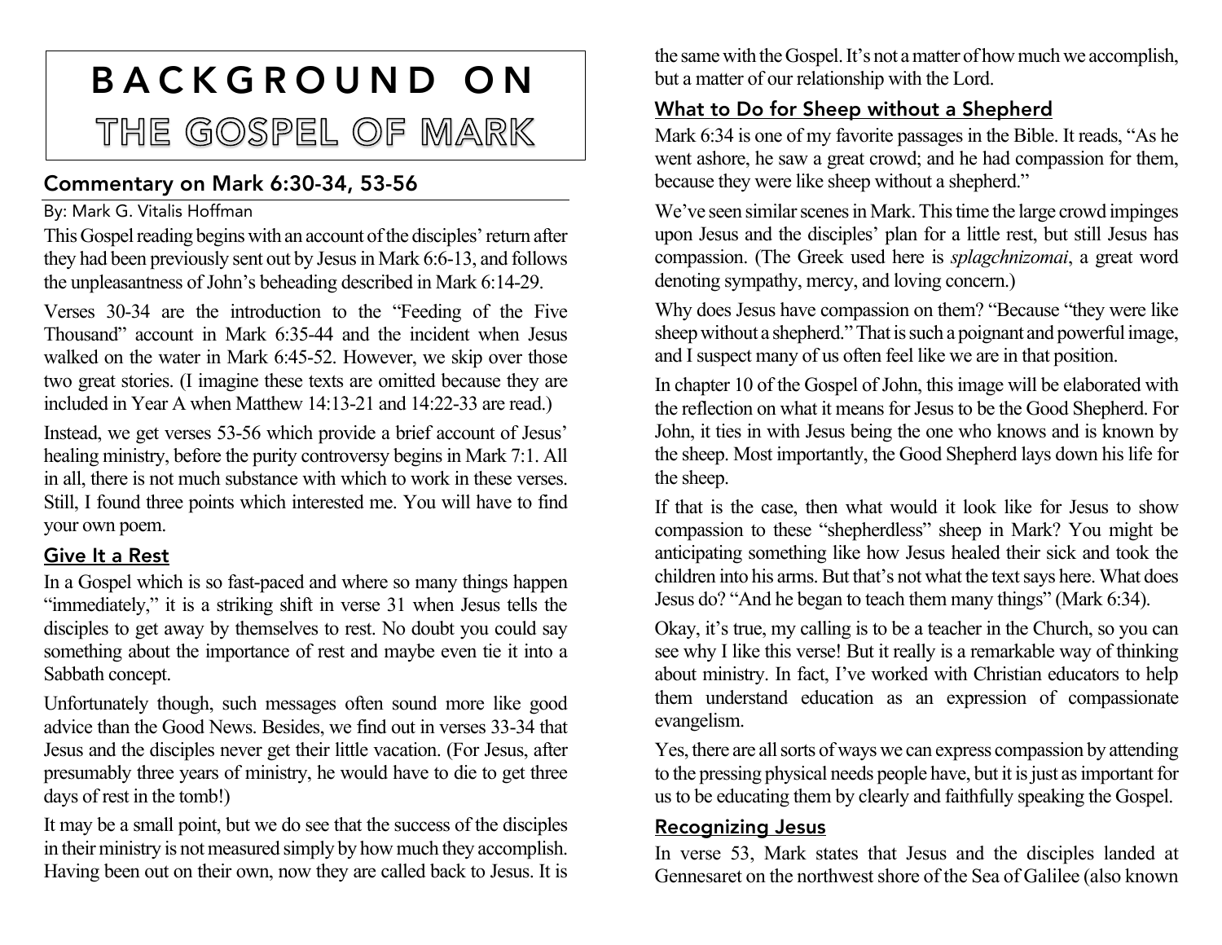# BACKGROUND ON THE GOSPEL OF MARK

## Commentary on Mark 6:30-34, 53-56

By: Mark G. Vitalis Hoffman

This Gospel reading begins with an account of the disciples' return after they had been previously sent out by Jesus in Mark 6:6-13, and follows the unpleasantness of John's beheading described in Mark 6:14-29.

Verses 30-34 are the introduction to the "Feeding of the Five Thousand" account in Mark 6:35-44 and the incident when Jesus walked on the water in Mark 6:45-52. However, we skip over those two great stories. (I imagine these texts are omitted because they are included in Year A when Matthew 14:13-21 and 14:22-33 are read.)

Instead, we get verses 53-56 which provide a brief account of Jesus' healing ministry, before the purity controversy begins in Mark 7:1. All in all, there is not much substance with which to work in these verses. Still, I found three points which interested me. You will have to find your own poem.

### Give It a Rest

In a Gospel which is so fast-paced and where so many things happen "immediately," it is a striking shift in verse 31 when Jesus tells the disciples to get away by themselves to rest. No doubt you could say something about the importance of rest and maybe even tie it into a Sabbath concept.

Unfortunately though, such messages often sound more like good advice than the Good News. Besides, we find out in verses 33-34 that Jesus and the disciples never get their little vacation. (For Jesus, after presumably three years of ministry, he would have to die to get three days of rest in the tomb!)

It may be a small point, but we do see that the success of the disciples in their ministry is not measured simply by how much they accomplish. Having been out on their own, now they are called back to Jesus. It is the same with the Gospel. It's not a matter of how much we accomplish, but a matter of our relationship with the Lord.

### What to Do for Sheep without a Shepherd

Mark 6:34 is one of my favorite passages in the Bible. It reads, "As he went ashore, he saw a great crowd; and he had compassion for them, because they were like sheep without a shepherd."

We've seen similar scenes in Mark. This time the large crowd impinges upon Jesus and the disciples' plan for a little rest, but still Jesus has compassion. (The Greek used here is *splagchnizomai*, a great word denoting sympathy, mercy, and loving concern.)

Why does Jesus have compassion on them? "Because "they were like sheep without a shepherd." That is such a poignant and powerful image, and I suspect many of us often feel like we are in that position.

In chapter 10 of the Gospel of John, this image will be elaborated with the reflection on what it means for Jesus to be the Good Shepherd. For John, it ties in with Jesus being the one who knows and is known by the sheep. Most importantly, the Good Shepherd lays down his life for the sheep.

If that is the case, then what would it look like for Jesus to show compassion to these "shepherdless" sheep in Mark? You might be anticipating something like how Jesus healed their sick and took the children into his arms. But that's not what the text says here. What does Jesus do? "And he began to teach them many things" (Mark 6:34).

Okay, it's true, my calling is to be a teacher in the Church, so you can see why I like this verse! But it really is a remarkable way of thinking about ministry. In fact, I've worked with Christian educators to help them understand education as an expression of compassionate evangelism.

Yes, there are all sorts of ways we can express compassion by attending to the pressing physical needs people have, but it is just as important for us to be educating them by clearly and faithfully speaking the Gospel.

### Recognizing Jesus

In verse 53, Mark states that Jesus and the disciples landed at Gennesaret on the northwest shore of the Sea of Galilee (also known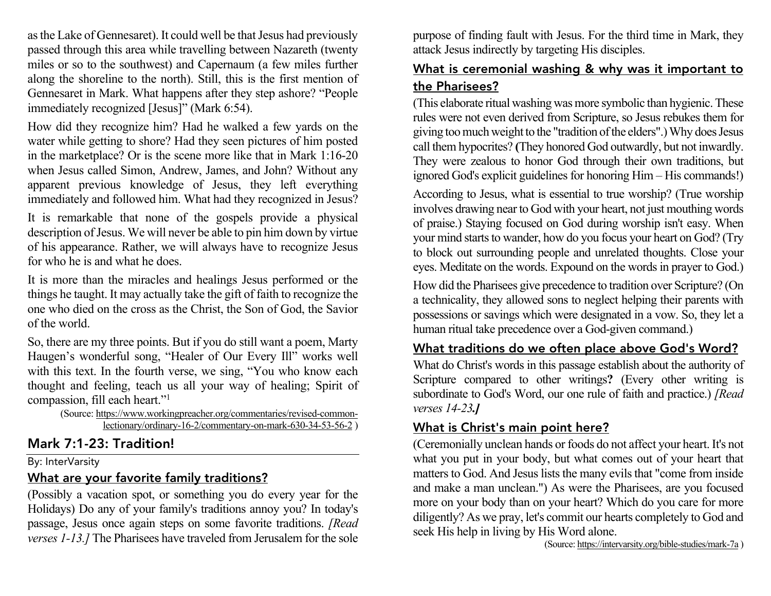as the Lake of Gennesaret). It could well be that Jesus had previously passed through this area while travelling between Nazareth (twenty miles or so to the southwest) and Capernaum (a few miles further along the shoreline to the north). Still, this is the first mention of Gennesaret in Mark. What happens after they step ashore? "People immediately recognized [Jesus]" (Mark 6:54).

How did they recognize him? Had he walked a few yards on the water while getting to shore? Had they seen pictures of him posted in the marketplace? Or is the scene more like that in Mark 1:16-20 when Jesus called Simon, Andrew, James, and John? Without any apparent previous knowledge of Jesus, they left everything immediately and followed him. What had they recognized in Jesus?

It is remarkable that none of the gospels provide a physical description of Jesus. We will never be able to pin him down by virtue of his appearance. Rather, we will always have to recognize Jesus for who he is and what he does.

It is more than the miracles and healings Jesus performed or the things he taught. It may actually take the gift of faith to recognize the one who died on the cross as the Christ, the Son of God, the Savior of the world.

So, there are my three points. But if you do still want a poem, Marty Haugen's wonderful song, "Healer of Our Every Ill" works well with this text. In the fourth verse, we sing, "You who know each thought and feeling, teach us all your way of healing; Spirit of compassion, fill each heart."[1]

(Source: https://www.workingpreacher.org/commentaries/revised-common-lectionary/ordinary-16-2/commentary-on-mark-630-34-53-56-2 )

## Mark 7:1-23: Tradition!

By: InterVarsity

### What are your favorite family traditions?

(Possibly a vacation spot, or something you do every year for the Holidays) Do any of your family's traditions annoy you? In today's passage, Jesus once again steps on some favorite traditions. *[Read verses 1-13.]* The Pharisees have traveled from Jerusalem for the sole purpose of finding fault with Jesus. For the third time in Mark, they attack Jesus indirectly by targeting His disciples.

### What is ceremonial washing & why was it important to the Pharisees?

(This elaborate ritual washing was more symbolic than hygienic. These rules were not even derived from Scripture, so Jesus rebukes them for giving too much weight to the "tradition of the elders".) Why does Jesus call them hypocrites? **(**They honored God outwardly, but not inwardly. They were zealous to honor God through their own traditions, but ignored God's explicit guidelines for honoring Him – His commands!)

According to Jesus, what is essential to true worship? (True worship involves drawing near to God with your heart, not just mouthing words of praise.) Staying focused on God during worship isn't easy. When your mind starts to wander, how do you focus your heart on God? (Try to block out surrounding people and unrelated thoughts. Close your eyes. Meditate on the words. Expound on the words in prayer to God.)

How did the Pharisees give precedence to tradition over Scripture? (On a technicality, they allowed sons to neglect helping their parents with possessions or savings which were designated in a vow. So, they let a human ritual take precedence over a God-given command.)

### What traditions do we often place above God's Word?

What do Christ's words in this passage establish about the authority of Scripture compared to other writings**?** (Every other writing is subordinate to God's Word, our one rule of faith and practice.) *[Read verses 14-23.]*

### What is Christ's main point here?

(Ceremonially unclean hands or foods do not affect your heart. It's not what you put in your body, but what comes out of your heart that matters to God. And Jesus lists the many evils that "come from inside and make a man unclean.") As were the Pharisees, are you focused more on your body than on your heart? Which do you care for more diligently? As we pray, let's commit our hearts completely to God and seek His help in living by His Word alone.

(Source: https://intervarsity.org/bible-studies/mark-7a )